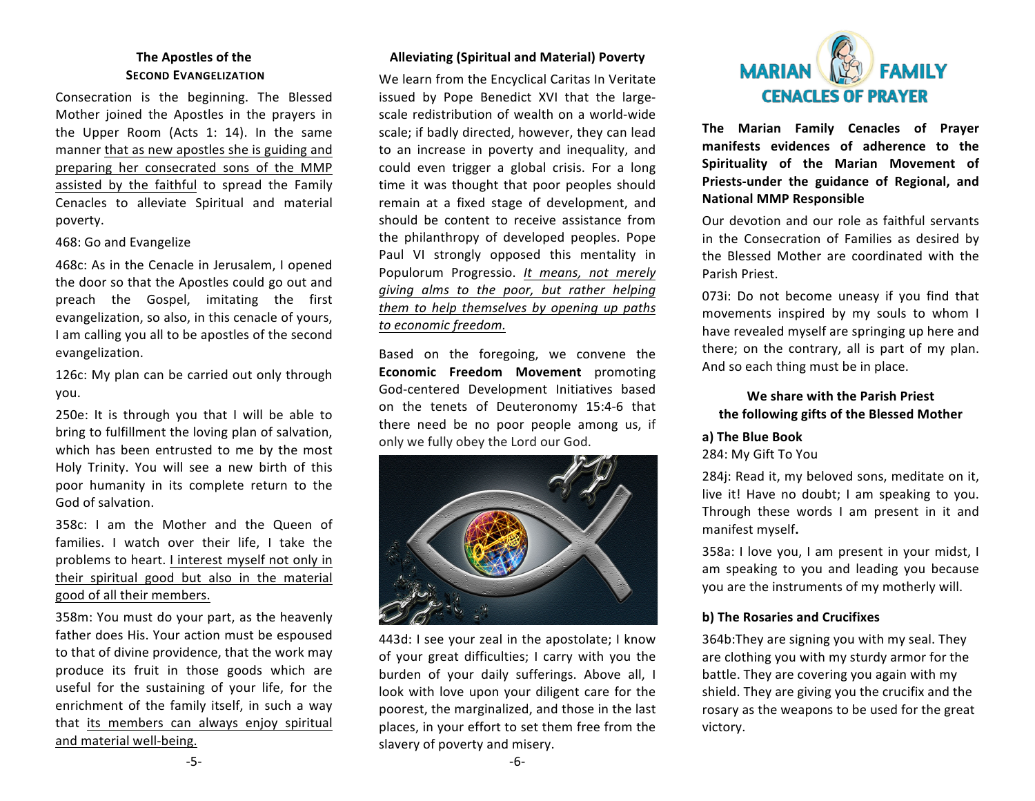## The Apostles of the Second Evangelization

Consecration is the beginning. The Blessed Mother joined the Apostles in the prayers in the Upper Room (Acts 1: 14). In the same manner <u>that as new apostles she is guiding and preparing her consecrated sons of the MMP assisted by the faithful</u> to spread the Family Cenacles to alleviate Spiritual and material poverty.

468: Go and Evangelize

468c: As in the Cenacle in Jerusalem, I opened the door so that the Apostles could go out and preach the Gospel, imitating the first evangelization, so also, in this cenacle of yours, I am calling you all to be apostles of the second evangelization.

126c: My plan can be carried out only through you.

250e: It is through you that I will be able to bring to fulfillment the loving plan of salvation, which has been entrusted to me by the most Holy Trinity. You will see a new birth of this poor humanity in its complete return to the God of salvation.

358c: I am the Mother and the Queen of families. I watch over their life, I take the problems to heart. <u>I interest myself not only in their spiritual good but also in the material good of all their members.</u>

358m: You must do your part, as the heavenly father does His. Your action must be espoused to that of divine providence, that the work may produce its fruit in those goods which are useful for the sustaining of your life, for the enrichment of the family itself, in such a way that <u>its members can always enjoy spiritual and material well-being.</u>

## Alleviating (Spiritual and Material) Poverty

We learn from the Encyclical Caritas In Veritate issued by Pope Benedict XVI that the large-scale redistribution of wealth on a world-wide scale; if badly directed, however, they can lead to an increase in poverty and inequality, and could even trigger a global crisis. For a long time it was thought that poor peoples should remain at a fixed stage of development, and should be content to receive assistance from the philanthropy of developed peoples. Pope Paul VI strongly opposed this mentality in Populorum Progressio. <u>*It means, not merely giving alms to the poor, but rather helping them to help themselves by opening up paths to economic freedom.*</u>

Based on the foregoing, we convene the **Economic Freedom Movement** promoting God-centered Development Initiatives based on the tenets of Deuteronomy 15:4-6 that there need be no poor people among us, if only we fully obey the Lord our God.

443d: I see your zeal in the apostolate; I know of your great difficulties; I carry with you the burden of your daily sufferings. Above all, I look with love upon your diligent care for the poorest, the marginalized, and those in the last places, in your effort to set them free from the slavery of poverty and misery.

## MARIAN FAMILY CENACLES OF PRAYER

**The Marian Family Cenacles of Prayer manifests evidences of adherence to the Spirituality of the Marian Movement of Priests-under the guidance of Regional, and National MMP Responsible**

Our devotion and our role as faithful servants in the Consecration of Families as desired by the Blessed Mother are coordinated with the Parish Priest.

073i: Do not become uneasy if you find that movements inspired by my souls to whom I have revealed myself are springing up here and there; on the contrary, all is part of my plan. And so each thing must be in place.

### We share with the Parish Priest the following gifts of the Blessed Mother

**a) The Blue Book**

284: My Gift To You

284j: Read it, my beloved sons, meditate on it, live it! Have no doubt; I am speaking to you. Through these words I am present in it and manifest myself**.**

358a: I love you, I am present in your midst, I am speaking to you and leading you because you are the instruments of my motherly will.

**b) The Rosaries and Crucifixes**

364b:They are signing you with my seal. They are clothing you with my sturdy armor for the battle. They are covering you again with my shield. They are giving you the crucifix and the rosary as the weapons to be used for the great victory.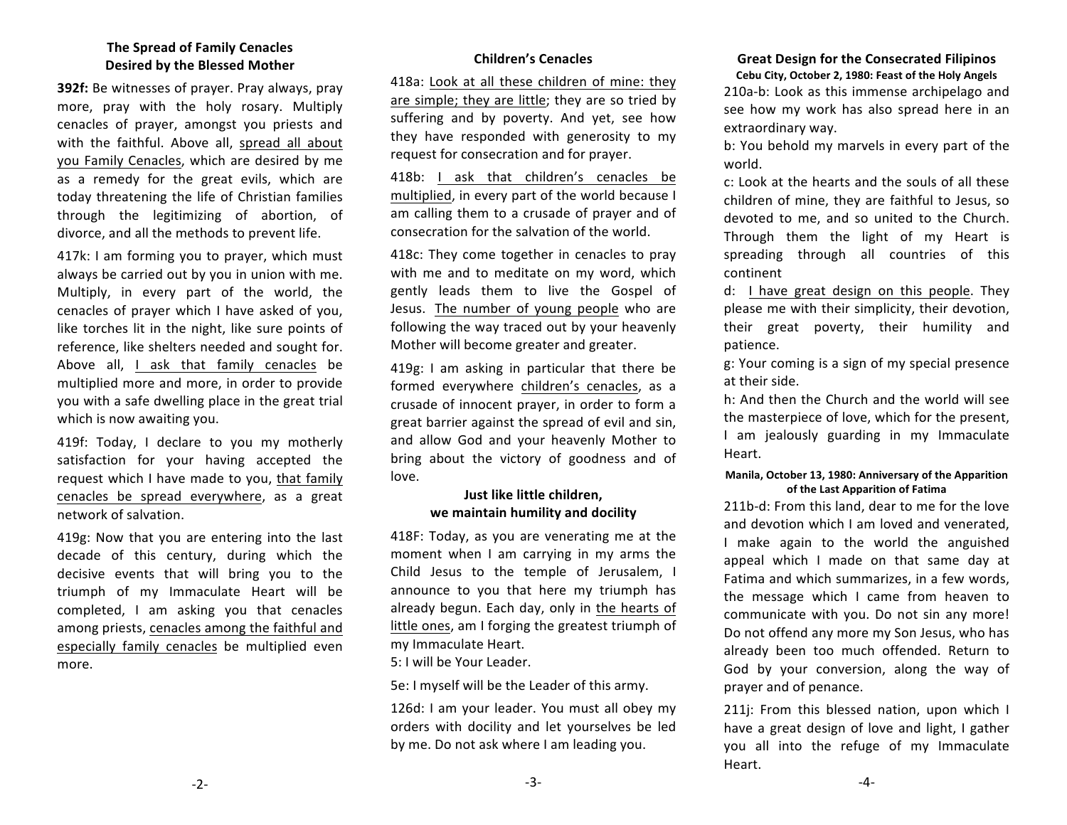## The Spread of Family Cenacles Desired by the Blessed Mother

**392f:** Be witnesses of prayer. Pray always, pray more, pray with the holy rosary. Multiply cenacles of prayer, amongst you priests and with the faithful. Above all, spread all about you Family Cenacles, which are desired by me as a remedy for the great evils, which are today threatening the life of Christian families through the legitimizing of abortion, of divorce, and all the methods to prevent life.

417k: I am forming you to prayer, which must always be carried out by you in union with me. Multiply, in every part of the world, the cenacles of prayer which I have asked of you, like torches lit in the night, like sure points of reference, like shelters needed and sought for. Above all, I ask that family cenacles be multiplied more and more, in order to provide you with a safe dwelling place in the great trial which is now awaiting you.

419f: Today, I declare to you my motherly satisfaction for your having accepted the request which I have made to you, that family cenacles be spread everywhere, as a great network of salvation.

419g: Now that you are entering into the last decade of this century, during which the decisive events that will bring you to the triumph of my Immaculate Heart will be completed, I am asking you that cenacles among priests, cenacles among the faithful and especially family cenacles be multiplied even more.

## Children's Cenacles

418a: Look at all these children of mine: they are simple; they are little; they are so tried by suffering and by poverty. And yet, see how they have responded with generosity to my request for consecration and for prayer.

418b: I ask that children's cenacles be multiplied, in every part of the world because I am calling them to a crusade of prayer and of consecration for the salvation of the world.

418c: They come together in cenacles to pray with me and to meditate on my word, which gently leads them to live the Gospel of Jesus. The number of young people who are following the way traced out by your heavenly Mother will become greater and greater.

419g: I am asking in particular that there be formed everywhere children's cenacles, as a crusade of innocent prayer, in order to form a great barrier against the spread of evil and sin, and allow God and your heavenly Mother to bring about the victory of goodness and of love.

### Just like little children, we maintain humility and docility

418F: Today, as you are venerating me at the moment when I am carrying in my arms the Child Jesus to the temple of Jerusalem, I announce to you that here my triumph has already begun. Each day, only in the hearts of little ones, am I forging the greatest triumph of my Immaculate Heart.

5: I will be Your Leader.

5e: I myself will be the Leader of this army.

126d: I am your leader. You must all obey my orders with docility and let yourselves be led by me. Do not ask where I am leading you.

## Great Design for the Consecrated Filipinos

**Cebu City, October 2, 1980: Feast of the Holy Angels**

210a-b: Look as this immense archipelago and see how my work has also spread here in an extraordinary way.

b: You behold my marvels in every part of the world.

c: Look at the hearts and the souls of all these children of mine, they are faithful to Jesus, so devoted to me, and so united to the Church. Through them the light of my Heart is spreading through all countries of this continent

d: I have great design on this people. They please me with their simplicity, their devotion, their great poverty, their humility and patience.

g: Your coming is a sign of my special presence at their side.

h: And then the Church and the world will see the masterpiece of love, which for the present, I am jealously guarding in my Immaculate Heart.

**Manila, October 13, 1980: Anniversary of the Apparition of the Last Apparition of Fatima**

211b-d: From this land, dear to me for the love and devotion which I am loved and venerated, I make again to the world the anguished appeal which I made on that same day at Fatima and which summarizes, in a few words, the message which I came from heaven to communicate with you. Do not sin any more! Do not offend any more my Son Jesus, who has already been too much offended. Return to God by your conversion, along the way of prayer and of penance.

211j: From this blessed nation, upon which I have a great design of love and light, I gather you all into the refuge of my Immaculate Heart.